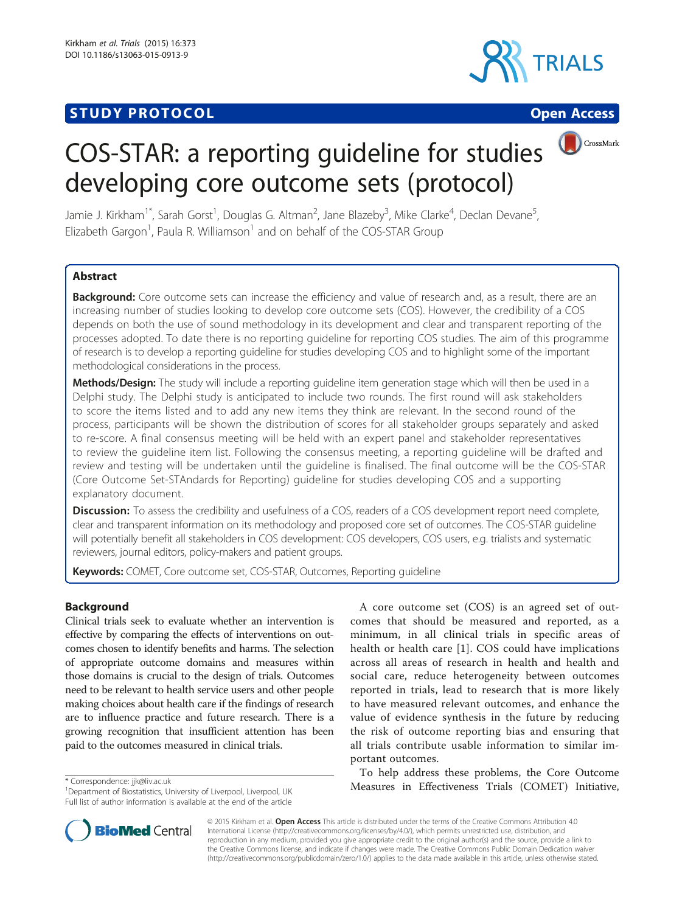STUDY PROTOCOL Open Access

# COS-STAR: a reporting guideline for studies developing core outcome sets (protocol)

Jamie J. Kirkham[1*], Sarah Gorst[1], Douglas G. Altman[2], Jane Blazeby[3], Mike Clarke[4], Declan Devane[5], Elizabeth Gargon[1], Paula R. Williamson[1] and on behalf of the COS-STAR Group

## Abstract

**Background:** Core outcome sets can increase the efficiency and value of research and, as a result, there are an increasing number of studies looking to develop core outcome sets (COS). However, the credibility of a COS depends on both the use of sound methodology in its development and clear and transparent reporting of the processes adopted. To date there is no reporting guideline for reporting COS studies. The aim of this programme of research is to develop a reporting guideline for studies developing COS and to highlight some of the important methodological considerations in the process.

**Methods/Design:** The study will include a reporting guideline item generation stage which will then be used in a Delphi study. The Delphi study is anticipated to include two rounds. The first round will ask stakeholders to score the items listed and to add any new items they think are relevant. In the second round of the process, participants will be shown the distribution of scores for all stakeholder groups separately and asked to re-score. A final consensus meeting will be held with an expert panel and stakeholder representatives to review the guideline item list. Following the consensus meeting, a reporting guideline will be drafted and review and testing will be undertaken until the guideline is finalised. The final outcome will be the COS-STAR (Core Outcome Set-STAndards for Reporting) guideline for studies developing COS and a supporting explanatory document.

**Discussion:** To assess the credibility and usefulness of a COS, readers of a COS development report need complete, clear and transparent information on its methodology and proposed core set of outcomes. The COS-STAR guideline will potentially benefit all stakeholders in COS development: COS developers, COS users, e.g. trialists and systematic reviewers, journal editors, policy-makers and patient groups.

**Keywords:** COMET, Core outcome set, COS-STAR, Outcomes, Reporting guideline

## Background

Clinical trials seek to evaluate whether an intervention is effective by comparing the effects of interventions on outcomes chosen to identify benefits and harms. The selection of appropriate outcome domains and measures within those domains is crucial to the design of trials. Outcomes need to be relevant to health service users and other people making choices about health care if the findings of research are to influence practice and future research. There is a growing recognition that insufficient attention has been paid to the outcomes measured in clinical trials.

A core outcome set (COS) is an agreed set of outcomes that should be measured and reported, as a minimum, in all clinical trials in specific areas of health or health care [1]. COS could have implications across all areas of research in health and health and social care, reduce heterogeneity between outcomes reported in trials, lead to research that is more likely to have measured relevant outcomes, and enhance the value of evidence synthesis in the future by reducing the risk of outcome reporting bias and ensuring that all trials contribute usable information to similar important outcomes.

To help address these problems, the Core Outcome Measures in Effectiveness Trials (COMET) Initiative,

\* Correspondence: jjk@liv.ac.uk
[1]Department of Biostatistics, University of Liverpool, Liverpool, UK
Full list of author information is available at the end of the article

© 2015 Kirkham et al. Open Access This article is distributed under the terms of the Creative Commons Attribution 4.0 International License (http://creativecommons.org/licenses/by/4.0/), which permits unrestricted use, distribution, and reproduction in any medium, provided you give appropriate credit to the original author(s) and the source, provide a link to the Creative Commons license, and indicate if changes were made. The Creative Commons Public Domain Dedication waiver (http://creativecommons.org/publicdomain/zero/1.0/) applies to the data made available in this article, unless otherwise stated.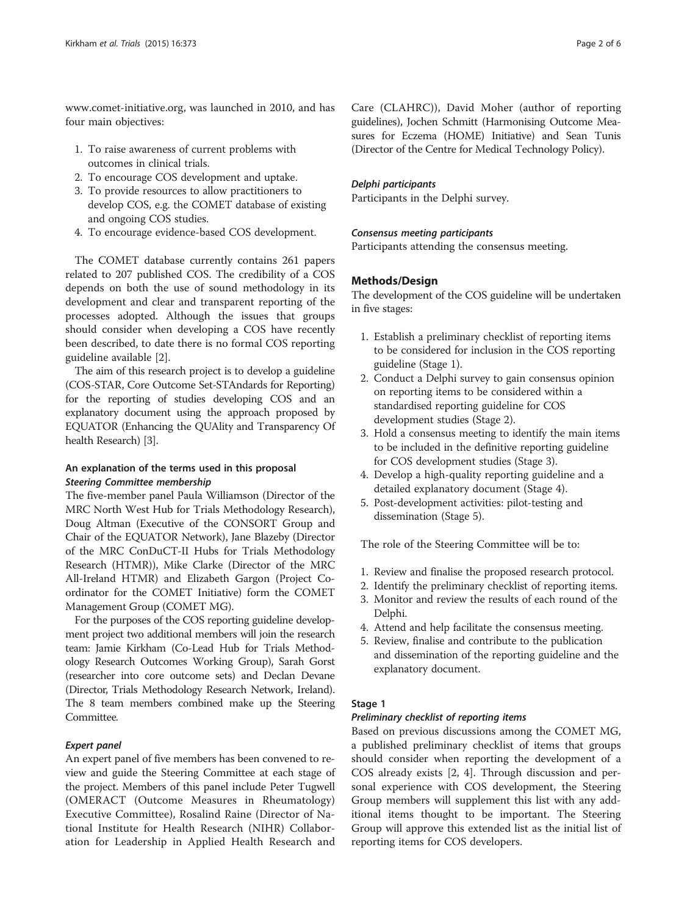www.comet-initiative.org, was launched in 2010, and has four main objectives:

1. To raise awareness of current problems with outcomes in clinical trials.
2. To encourage COS development and uptake.
3. To provide resources to allow practitioners to develop COS, e.g. the COMET database of existing and ongoing COS studies.
4. To encourage evidence-based COS development.

The COMET database currently contains 261 papers related to 207 published COS. The credibility of a COS depends on both the use of sound methodology in its development and clear and transparent reporting of the processes adopted. Although the issues that groups should consider when developing a COS have recently been described, to date there is no formal COS reporting guideline available [2].

The aim of this research project is to develop a guideline (COS-STAR, Core Outcome Set-STAndards for Reporting) for the reporting of studies developing COS and an explanatory document using the approach proposed by EQUATOR (Enhancing the QUAlity and Transparency Of health Research) [3].

### An explanation of the terms used in this proposal

#### *Steering Committee membership*

The five-member panel Paula Williamson (Director of the MRC North West Hub for Trials Methodology Research), Doug Altman (Executive of the CONSORT Group and Chair of the EQUATOR Network), Jane Blazeby (Director of the MRC ConDuCT-II Hubs for Trials Methodology Research (HTMR)), Mike Clarke (Director of the MRC All-Ireland HTMR) and Elizabeth Gargon (Project Coordinator for the COMET Initiative) form the COMET Management Group (COMET MG).

For the purposes of the COS reporting guideline development project two additional members will join the research team: Jamie Kirkham (Co-Lead Hub for Trials Methodology Research Outcomes Working Group), Sarah Gorst (researcher into core outcome sets) and Declan Devane (Director, Trials Methodology Research Network, Ireland). The 8 team members combined make up the Steering Committee.

#### *Expert panel*

An expert panel of five members has been convened to review and guide the Steering Committee at each stage of the project. Members of this panel include Peter Tugwell (OMERACT (Outcome Measures in Rheumatology) Executive Committee), Rosalind Raine (Director of National Institute for Health Research (NIHR) Collaboration for Leadership in Applied Health Research and Care (CLAHRC)), David Moher (author of reporting guidelines), Jochen Schmitt (Harmonising Outcome Measures for Eczema (HOME) Initiative) and Sean Tunis (Director of the Centre for Medical Technology Policy).

#### *Delphi participants*

Participants in the Delphi survey.

#### *Consensus meeting participants*

Participants attending the consensus meeting.

## Methods/Design

The development of the COS guideline will be undertaken in five stages:

1. Establish a preliminary checklist of reporting items to be considered for inclusion in the COS reporting guideline (Stage 1).
2. Conduct a Delphi survey to gain consensus opinion on reporting items to be considered within a standardised reporting guideline for COS development studies (Stage 2).
3. Hold a consensus meeting to identify the main items to be included in the definitive reporting guideline for COS development studies (Stage 3).
4. Develop a high-quality reporting guideline and a detailed explanatory document (Stage 4).
5. Post-development activities: pilot-testing and dissemination (Stage 5).

The role of the Steering Committee will be to:

1. Review and finalise the proposed research protocol.
2. Identify the preliminary checklist of reporting items.
3. Monitor and review the results of each round of the Delphi.
4. Attend and help facilitate the consensus meeting.
5. Review, finalise and contribute to the publication and dissemination of the reporting guideline and the explanatory document.

### Stage 1

#### *Preliminary checklist of reporting items*

Based on previous discussions among the COMET MG, a published preliminary checklist of items that groups should consider when reporting the development of a COS already exists [2, 4]. Through discussion and personal experience with COS development, the Steering Group members will supplement this list with any additional items thought to be important. The Steering Group will approve this extended list as the initial list of reporting items for COS developers.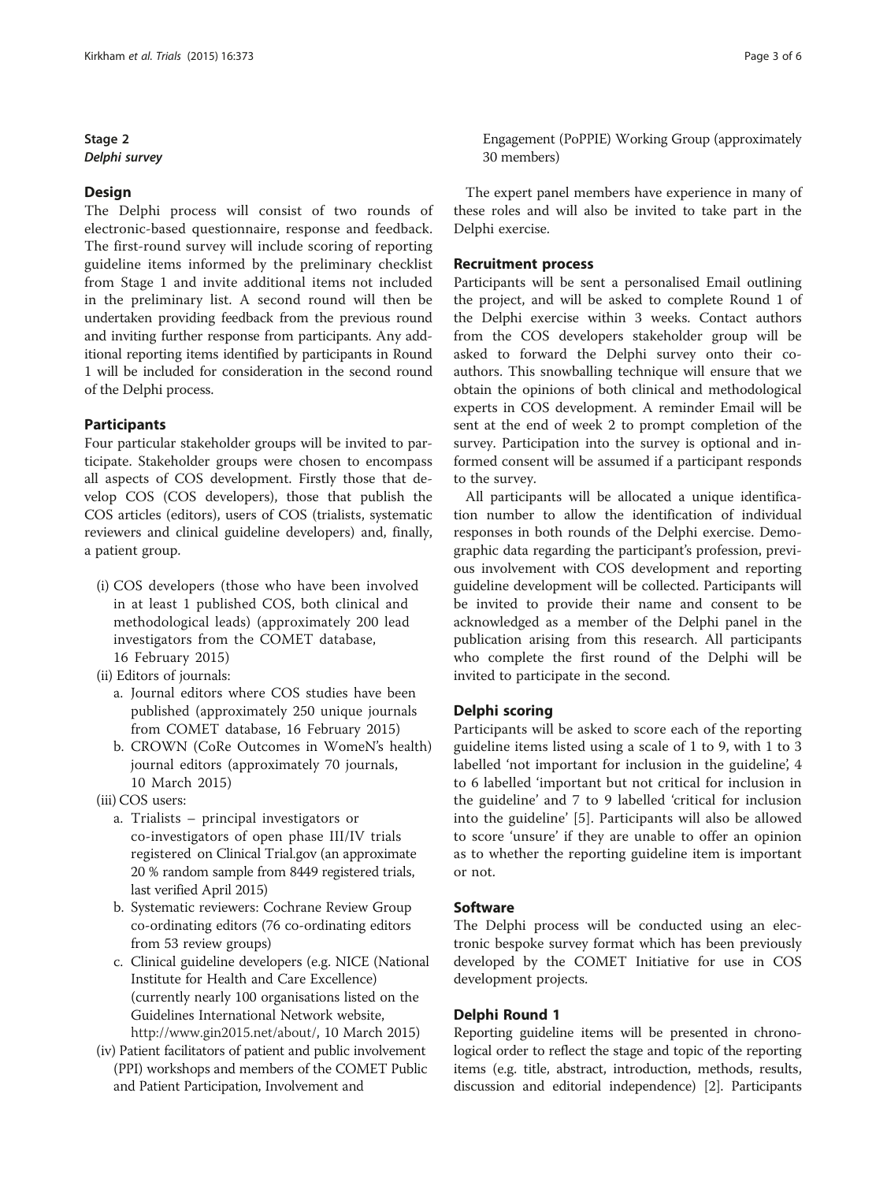## Stage 2

### *Delphi survey*

### Design

The Delphi process will consist of two rounds of electronic-based questionnaire, response and feedback. The first-round survey will include scoring of reporting guideline items informed by the preliminary checklist from Stage 1 and invite additional items not included in the preliminary list. A second round will then be undertaken providing feedback from the previous round and inviting further response from participants. Any additional reporting items identified by participants in Round 1 will be included for consideration in the second round of the Delphi process.

### Participants

Four particular stakeholder groups will be invited to participate. Stakeholder groups were chosen to encompass all aspects of COS development. Firstly those that develop COS (COS developers), those that publish the COS articles (editors), users of COS (trialists, systematic reviewers and clinical guideline developers) and, finally, a patient group.

(i) COS developers (those who have been involved in at least 1 published COS, both clinical and methodological leads) (approximately 200 lead investigators from the COMET database, 16 February 2015)

(ii) Editors of journals:

  a. Journal editors where COS studies have been published (approximately 250 unique journals from COMET database, 16 February 2015)

  b. CROWN (CoRe Outcomes in WomeN's health) journal editors (approximately 70 journals, 10 March 2015)

(iii) COS users:

  a. Trialists – principal investigators or co-investigators of open phase III/IV trials registered on Clinical Trial.gov (an approximate 20 % random sample from 8449 registered trials, last verified April 2015)

  b. Systematic reviewers: Cochrane Review Group co-ordinating editors (76 co-ordinating editors from 53 review groups)

  c. Clinical guideline developers (e.g. NICE (National Institute for Health and Care Excellence) (currently nearly 100 organisations listed on the Guidelines International Network website, http://www.gin2015.net/about/, 10 March 2015)

(iv) Patient facilitators of patient and public involvement (PPI) workshops and members of the COMET Public and Patient Participation, Involvement and Engagement (PoPPIE) Working Group (approximately 30 members)

The expert panel members have experience in many of these roles and will also be invited to take part in the Delphi exercise.

### Recruitment process

Participants will be sent a personalised Email outlining the project, and will be asked to complete Round 1 of the Delphi exercise within 3 weeks. Contact authors from the COS developers stakeholder group will be asked to forward the Delphi survey onto their co-authors. This snowballing technique will ensure that we obtain the opinions of both clinical and methodological experts in COS development. A reminder Email will be sent at the end of week 2 to prompt completion of the survey. Participation into the survey is optional and informed consent will be assumed if a participant responds to the survey.

All participants will be allocated a unique identification number to allow the identification of individual responses in both rounds of the Delphi exercise. Demographic data regarding the participant's profession, previous involvement with COS development and reporting guideline development will be collected. Participants will be invited to provide their name and consent to be acknowledged as a member of the Delphi panel in the publication arising from this research. All participants who complete the first round of the Delphi will be invited to participate in the second.

### Delphi scoring

Participants will be asked to score each of the reporting guideline items listed using a scale of 1 to 9, with 1 to 3 labelled 'not important for inclusion in the guideline', 4 to 6 labelled 'important but not critical for inclusion in the guideline' and 7 to 9 labelled 'critical for inclusion into the guideline' [5]. Participants will also be allowed to score 'unsure' if they are unable to offer an opinion as to whether the reporting guideline item is important or not.

### Software

The Delphi process will be conducted using an electronic bespoke survey format which has been previously developed by the COMET Initiative for use in COS development projects.

### Delphi Round 1

Reporting guideline items will be presented in chronological order to reflect the stage and topic of the reporting items (e.g. title, abstract, introduction, methods, results, discussion and editorial independence) [2]. Participants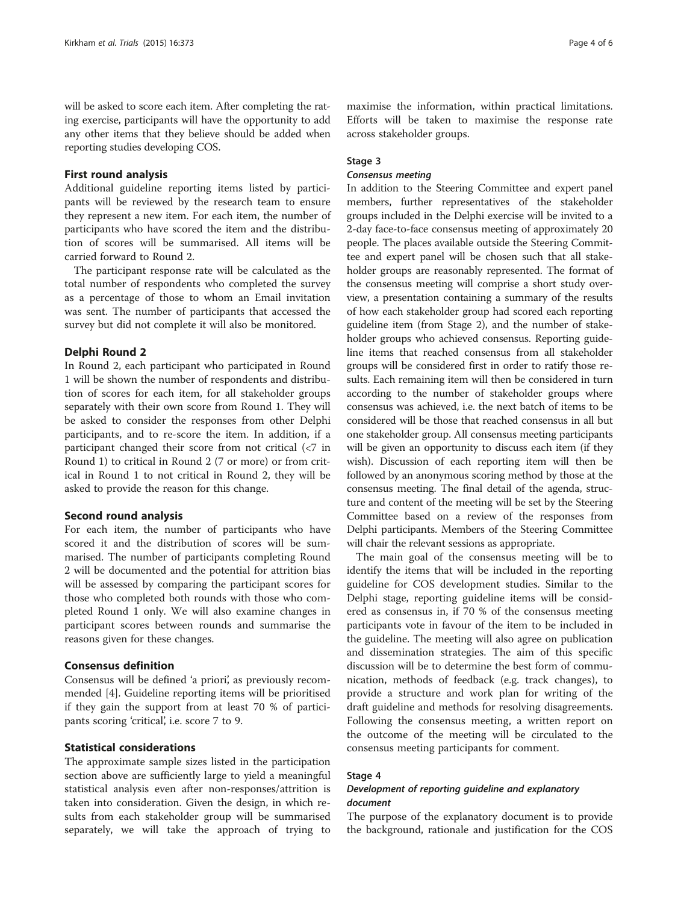will be asked to score each item. After completing the rating exercise, participants will have the opportunity to add any other items that they believe should be added when reporting studies developing COS.

### First round analysis

Additional guideline reporting items listed by participants will be reviewed by the research team to ensure they represent a new item. For each item, the number of participants who have scored the item and the distribution of scores will be summarised. All items will be carried forward to Round 2.

The participant response rate will be calculated as the total number of respondents who completed the survey as a percentage of those to whom an Email invitation was sent. The number of participants that accessed the survey but did not complete it will also be monitored.

### Delphi Round 2

In Round 2, each participant who participated in Round 1 will be shown the number of respondents and distribution of scores for each item, for all stakeholder groups separately with their own score from Round 1. They will be asked to consider the responses from other Delphi participants, and to re-score the item. In addition, if a participant changed their score from not critical (<7 in Round 1) to critical in Round 2 (7 or more) or from critical in Round 1 to not critical in Round 2, they will be asked to provide the reason for this change.

### Second round analysis

For each item, the number of participants who have scored it and the distribution of scores will be summarised. The number of participants completing Round 2 will be documented and the potential for attrition bias will be assessed by comparing the participant scores for those who completed both rounds with those who completed Round 1 only. We will also examine changes in participant scores between rounds and summarise the reasons given for these changes.

### Consensus definition

Consensus will be defined 'a priori', as previously recommended [4]. Guideline reporting items will be prioritised if they gain the support from at least 70 % of participants scoring 'critical', i.e. score 7 to 9.

### Statistical considerations

The approximate sample sizes listed in the participation section above are sufficiently large to yield a meaningful statistical analysis even after non-responses/attrition is taken into consideration. Given the design, in which results from each stakeholder group will be summarised separately, we will take the approach of trying to maximise the information, within practical limitations. Efforts will be taken to maximise the response rate across stakeholder groups.

### Stage 3

#### *Consensus meeting*

In addition to the Steering Committee and expert panel members, further representatives of the stakeholder groups included in the Delphi exercise will be invited to a 2-day face-to-face consensus meeting of approximately 20 people. The places available outside the Steering Committee and expert panel will be chosen such that all stakeholder groups are reasonably represented. The format of the consensus meeting will comprise a short study overview, a presentation containing a summary of the results of how each stakeholder group had scored each reporting guideline item (from Stage 2), and the number of stakeholder groups who achieved consensus. Reporting guideline items that reached consensus from all stakeholder groups will be considered first in order to ratify those results. Each remaining item will then be considered in turn according to the number of stakeholder groups where consensus was achieved, i.e. the next batch of items to be considered will be those that reached consensus in all but one stakeholder group. All consensus meeting participants will be given an opportunity to discuss each item (if they wish). Discussion of each reporting item will then be followed by an anonymous scoring method by those at the consensus meeting. The final detail of the agenda, structure and content of the meeting will be set by the Steering Committee based on a review of the responses from Delphi participants. Members of the Steering Committee will chair the relevant sessions as appropriate.

The main goal of the consensus meeting will be to identify the items that will be included in the reporting guideline for COS development studies. Similar to the Delphi stage, reporting guideline items will be considered as consensus in, if 70 % of the consensus meeting participants vote in favour of the item to be included in the guideline. The meeting will also agree on publication and dissemination strategies. The aim of this specific discussion will be to determine the best form of communication, methods of feedback (e.g. track changes), to provide a structure and work plan for writing of the draft guideline and methods for resolving disagreements. Following the consensus meeting, a written report on the outcome of the meeting will be circulated to the consensus meeting participants for comment.

### Stage 4

#### *Development of reporting guideline and explanatory document*

The purpose of the explanatory document is to provide the background, rationale and justification for the COS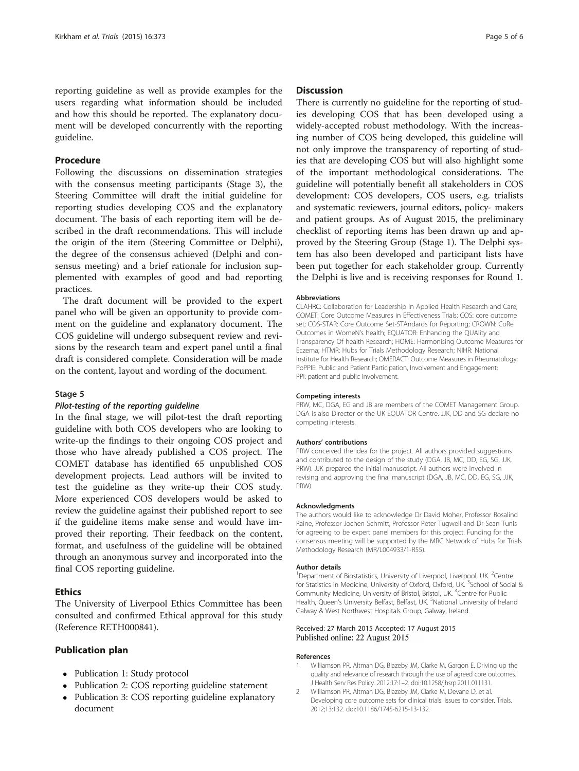reporting guideline as well as provide examples for the users regarding what information should be included and how this should be reported. The explanatory document will be developed concurrently with the reporting guideline.

## Procedure

Following the discussions on dissemination strategies with the consensus meeting participants (Stage 3), the Steering Committee will draft the initial guideline for reporting studies developing COS and the explanatory document. The basis of each reporting item will be described in the draft recommendations. This will include the origin of the item (Steering Committee or Delphi), the degree of the consensus achieved (Delphi and consensus meeting) and a brief rationale for inclusion supplemented with examples of good and bad reporting practices.

The draft document will be provided to the expert panel who will be given an opportunity to provide comment on the guideline and explanatory document. The COS guideline will undergo subsequent review and revisions by the research team and expert panel until a final draft is considered complete. Consideration will be made on the content, layout and wording of the document.

### Stage 5

#### *Pilot-testing of the reporting guideline*

In the final stage, we will pilot-test the draft reporting guideline with both COS developers who are looking to write-up the findings to their ongoing COS project and those who have already published a COS project. The COMET database has identified 65 unpublished COS development projects. Lead authors will be invited to test the guideline as they write-up their COS study. More experienced COS developers would be asked to review the guideline against their published report to see if the guideline items make sense and would have improved their reporting. Their feedback on the content, format, and usefulness of the guideline will be obtained through an anonymous survey and incorporated into the final COS reporting guideline.

## Ethics

The University of Liverpool Ethics Committee has been consulted and confirmed Ethical approval for this study (Reference RETH000841).

## Publication plan

- Publication 1: Study protocol
- Publication 2: COS reporting guideline statement
- Publication 3: COS reporting guideline explanatory document

## Discussion

There is currently no guideline for the reporting of studies developing COS that has been developed using a widely-accepted robust methodology. With the increasing number of COS being developed, this guideline will not only improve the transparency of reporting of studies that are developing COS but will also highlight some of the important methodological considerations. The guideline will potentially benefit all stakeholders in COS development: COS developers, COS users, e.g. trialists and systematic reviewers, journal editors, policy- makers and patient groups. As of August 2015, the preliminary checklist of reporting items has been drawn up and approved by the Steering Group (Stage 1). The Delphi system has also been developed and participant lists have been put together for each stakeholder group. Currently the Delphi is live and is receiving responses for Round 1.

#### Abbreviations

CLAHRC: Collaboration for Leadership in Applied Health Research and Care; COMET: Core Outcome Measures in Effectiveness Trials; COS: core outcome set; COS-STAR: Core Outcome Set-STAndards for Reporting; CROWN: CoRe Outcomes in WomeN's health; EQUATOR: Enhancing the QUAlity and Transparency Of health Research; HOME: Harmonising Outcome Measures for Eczema; HTMR: Hubs for Trials Methodology Research; NIHR: National Institute for Health Research; OMERACT: Outcome Measures in Rheumatology; PoPPIE: Public and Patient Participation, Involvement and Engagement; PPI: patient and public involvement.

#### Competing interests

PRW, MC, DGA, EG and JB are members of the COMET Management Group. DGA is also Director or the UK EQUATOR Centre. JJK, DD and SG declare no competing interests.

#### Authors' contributions

PRW conceived the idea for the project. All authors provided suggestions and contributed to the design of the study (DGA, JB, MC, DD, EG, SG, JJK, PRW). JJK prepared the initial manuscript. All authors were involved in revising and approving the final manuscript (DGA, JB, MC, DD, EG, SG, JJK, PRW).

#### Acknowledgments

The authors would like to acknowledge Dr David Moher, Professor Rosalind Raine, Professor Jochen Schmitt, Professor Peter Tugwell and Dr Sean Tunis for agreeing to be expert panel members for this project. Funding for the consensus meeting will be supported by the MRC Network of Hubs for Trials Methodology Research (MR/L004933/1-R55).

#### Author details

[1]Department of Biostatistics, University of Liverpool, Liverpool, UK. [2]Centre for Statistics in Medicine, University of Oxford, Oxford, UK. [3]School of Social & Community Medicine, University of Bristol, Bristol, UK. [4]Centre for Public Health, Queen's University Belfast, Belfast, UK. [5]National University of Ireland Galway & West Northwest Hospitals Group, Galway, Ireland.

Received: 27 March 2015 Accepted: 17 August 2015
Published online: 22 August 2015

#### References

1. Williamson PR, Altman DG, Blazeby JM, Clarke M, Gargon E. Driving up the quality and relevance of research through the use of agreed core outcomes. J Health Serv Res Policy. 2012;17:1–2. doi:10.1258/jhsrp.2011.011131.
2. Williamson PR, Altman DG, Blazeby JM, Clarke M, Devane D, et al. Developing core outcome sets for clinical trials: issues to consider. Trials. 2012;13:132. doi:10.1186/1745-6215-13-132.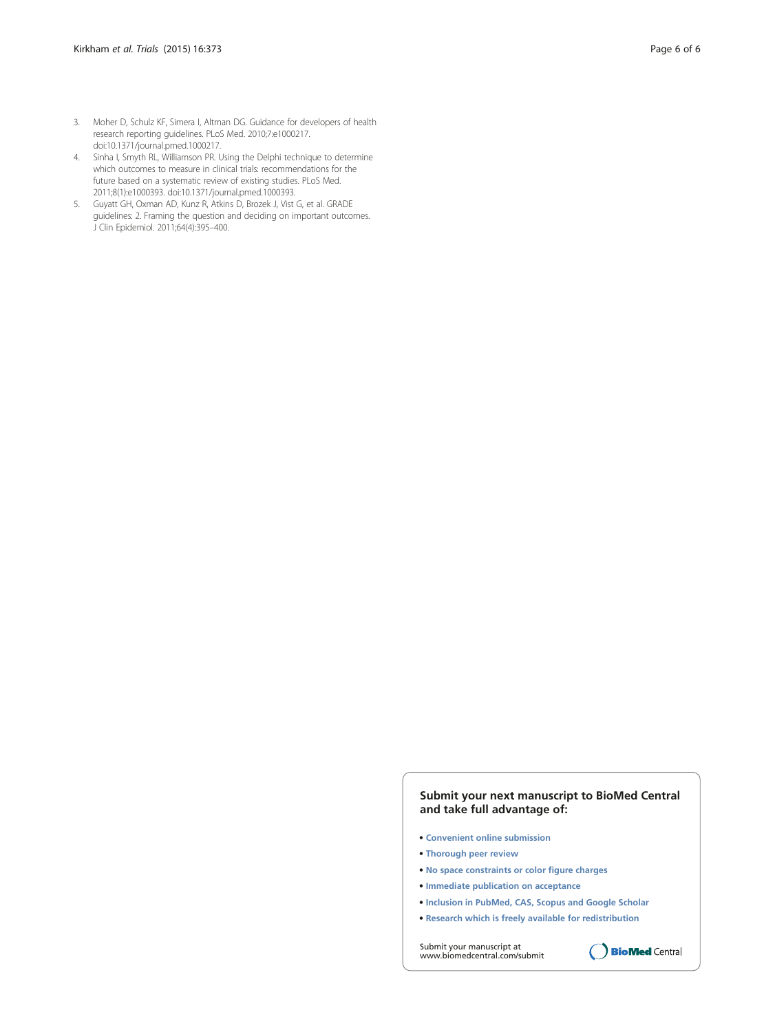3. Moher D, Schulz KF, Simera I, Altman DG. Guidance for developers of health research reporting guidelines. PLoS Med. 2010;7:e1000217. doi:10.1371/journal.pmed.1000217.
4. Sinha I, Smyth RL, Williamson PR. Using the Delphi technique to determine which outcomes to measure in clinical trials: recommendations for the future based on a systematic review of existing studies. PLoS Med. 2011;8(1):e1000393. doi:10.1371/journal.pmed.1000393.
5. Guyatt GH, Oxman AD, Kunz R, Atkins D, Brozek J, Vist G, et al. GRADE guidelines: 2. Framing the question and deciding on important outcomes. J Clin Epidemiol. 2011;64(4):395–400.

**Submit your next manuscript to BioMed Central and take full advantage of:**

- **Convenient online submission**
- **Thorough peer review**
- **No space constraints or color figure charges**
- **Immediate publication on acceptance**
- **Inclusion in PubMed, CAS, Scopus and Google Scholar**
- **Research which is freely available for redistribution**

Submit your manuscript at
www.biomedcentral.com/submit

BioMed Central